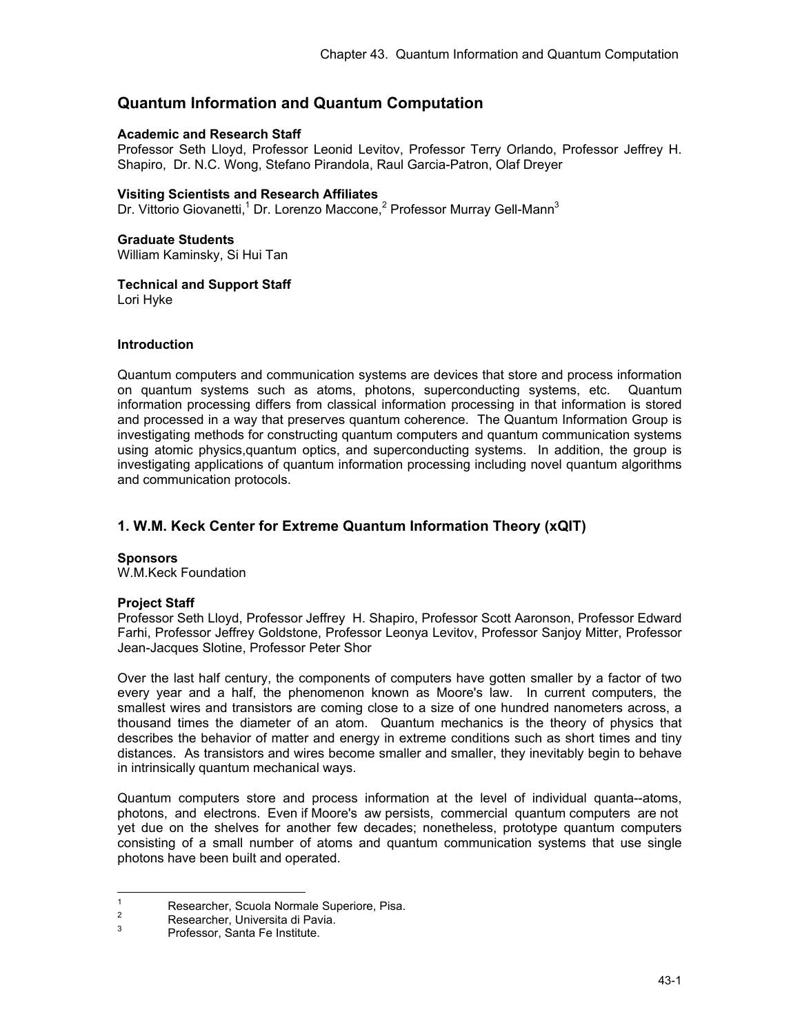# Quantum Information and Quantum Computation

**Academic and Research Staff**
Professor Seth Lloyd, Professor Leonid Levitov, Professor Terry Orlando, Professor Jeffrey H. Shapiro, Dr. N.C. Wong, Stefano Pirandola, Raul Garcia-Patron, Olaf Dreyer

**Visiting Scientists and Research Affiliates**
Dr. Vittorio Giovanetti,[1] Dr. Lorenzo Maccone,[2] Professor Murray Gell-Mann[3]

**Graduate Students**
William Kaminsky, Si Hui Tan

**Technical and Support Staff**
Lori Hyke

**Introduction**

Quantum computers and communication systems are devices that store and process information on quantum systems such as atoms, photons, superconducting systems, etc. Quantum information processing differs from classical information processing in that information is stored and processed in a way that preserves quantum coherence. The Quantum Information Group is investigating methods for constructing quantum computers and quantum communication systems using atomic physics,quantum optics, and superconducting systems. In addition, the group is investigating applications of quantum information processing including novel quantum algorithms and communication protocols.

## 1. W.M. Keck Center for Extreme Quantum Information Theory (xQIT)

**Sponsors**
W.M.Keck Foundation

**Project Staff**
Professor Seth Lloyd, Professor Jeffrey H. Shapiro, Professor Scott Aaronson, Professor Edward Farhi, Professor Jeffrey Goldstone, Professor Leonya Levitov, Professor Sanjoy Mitter, Professor Jean-Jacques Slotine, Professor Peter Shor

Over the last half century, the components of computers have gotten smaller by a factor of two every year and a half, the phenomenon known as Moore's law. In current computers, the smallest wires and transistors are coming close to a size of one hundred nanometers across, a thousand times the diameter of an atom. Quantum mechanics is the theory of physics that describes the behavior of matter and energy in extreme conditions such as short times and tiny distances. As transistors and wires become smaller and smaller, they inevitably begin to behave in intrinsically quantum mechanical ways.

Quantum computers store and process information at the level of individual quanta--atoms, photons, and electrons. Even if Moore's aw persists, commercial quantum computers are not yet due on the shelves for another few decades; nonetheless, prototype quantum computers consisting of a small number of atoms and quantum communication systems that use single photons have been built and operated.

---

[1] Researcher, Scuola Normale Superiore, Pisa.

[2] Researcher, Universita di Pavia.

[3] Professor, Santa Fe Institute.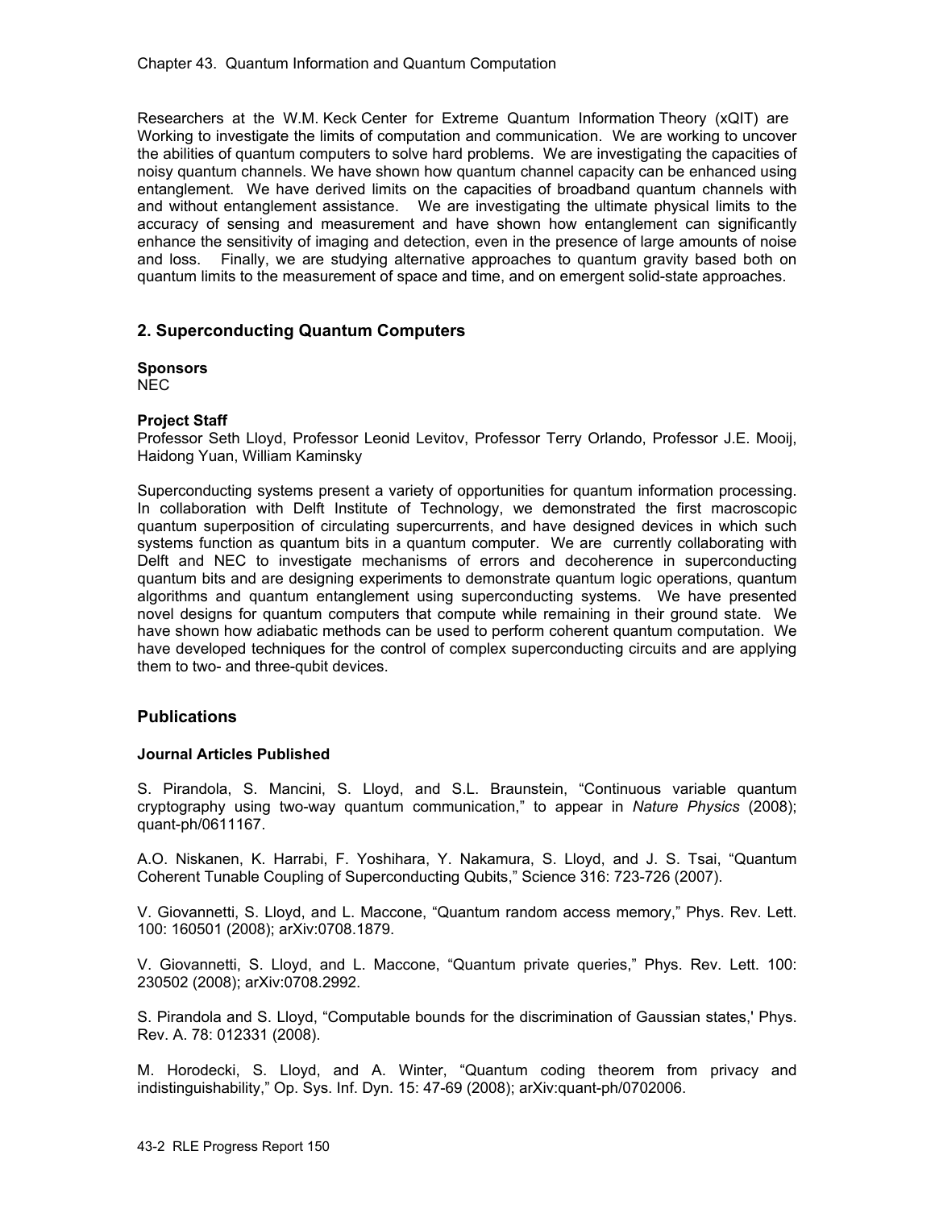Researchers at the W.M. Keck Center for Extreme Quantum Information Theory (xQIT) are Working to investigate the limits of computation and communication. We are working to uncover the abilities of quantum computers to solve hard problems. We are investigating the capacities of noisy quantum channels. We have shown how quantum channel capacity can be enhanced using entanglement. We have derived limits on the capacities of broadband quantum channels with and without entanglement assistance. We are investigating the ultimate physical limits to the accuracy of sensing and measurement and have shown how entanglement can significantly enhance the sensitivity of imaging and detection, even in the presence of large amounts of noise and loss. Finally, we are studying alternative approaches to quantum gravity based both on quantum limits to the measurement of space and time, and on emergent solid-state approaches.

## 2. Superconducting Quantum Computers

**Sponsors**
NEC

**Project Staff**
Professor Seth Lloyd, Professor Leonid Levitov, Professor Terry Orlando, Professor J.E. Mooij, Haidong Yuan, William Kaminsky

Superconducting systems present a variety of opportunities for quantum information processing. In collaboration with Delft Institute of Technology, we demonstrated the first macroscopic quantum superposition of circulating supercurrents, and have designed devices in which such systems function as quantum bits in a quantum computer. We are currently collaborating with Delft and NEC to investigate mechanisms of errors and decoherence in superconducting quantum bits and are designing experiments to demonstrate quantum logic operations, quantum algorithms and quantum entanglement using superconducting systems. We have presented novel designs for quantum computers that compute while remaining in their ground state. We have shown how adiabatic methods can be used to perform coherent quantum computation. We have developed techniques for the control of complex superconducting circuits and are applying them to two- and three-qubit devices.

## Publications

### Journal Articles Published

S. Pirandola, S. Mancini, S. Lloyd, and S.L. Braunstein, "Continuous variable quantum cryptography using two-way quantum communication," to appear in *Nature Physics* (2008); quant-ph/0611167.

A.O. Niskanen, K. Harrabi, F. Yoshihara, Y. Nakamura, S. Lloyd, and J. S. Tsai, "Quantum Coherent Tunable Coupling of Superconducting Qubits," Science 316: 723-726 (2007).

V. Giovannetti, S. Lloyd, and L. Maccone, "Quantum random access memory," Phys. Rev. Lett. 100: 160501 (2008); arXiv:0708.1879.

V. Giovannetti, S. Lloyd, and L. Maccone, "Quantum private queries," Phys. Rev. Lett. 100: 230502 (2008); arXiv:0708.2992.

S. Pirandola and S. Lloyd, "Computable bounds for the discrimination of Gaussian states,' Phys. Rev. A. 78: 012331 (2008).

M. Horodecki, S. Lloyd, and A. Winter, "Quantum coding theorem from privacy and indistinguishability," Op. Sys. Inf. Dyn. 15: 47-69 (2008); arXiv:quant-ph/0702006.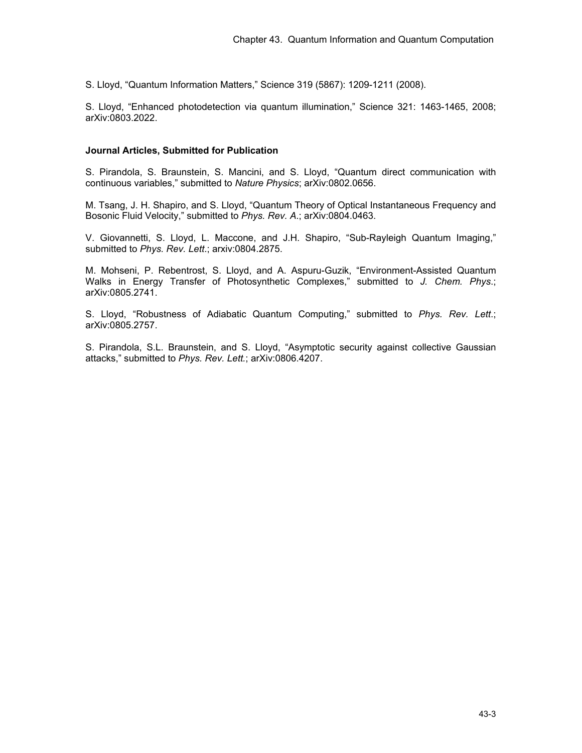S. Lloyd, "Quantum Information Matters," Science 319 (5867): 1209-1211 (2008).

S. Lloyd, "Enhanced photodetection via quantum illumination," Science 321: 1463-1465, 2008; arXiv:0803.2022.

**Journal Articles, Submitted for Publication**

S. Pirandola, S. Braunstein, S. Mancini, and S. Lloyd, "Quantum direct communication with continuous variables," submitted to *Nature Physics*; arXiv:0802.0656.

M. Tsang, J. H. Shapiro, and S. Lloyd, "Quantum Theory of Optical Instantaneous Frequency and Bosonic Fluid Velocity," submitted to *Phys. Rev. A*.; arXiv:0804.0463.

V. Giovannetti, S. Lloyd, L. Maccone, and J.H. Shapiro, "Sub-Rayleigh Quantum Imaging," submitted to *Phys. Rev. Lett*.; arxiv:0804.2875.

M. Mohseni, P. Rebentrost, S. Lloyd, and A. Aspuru-Guzik, "Environment-Assisted Quantum Walks in Energy Transfer of Photosynthetic Complexes," submitted to *J. Chem. Phys*.; arXiv:0805.2741.

S. Lloyd, "Robustness of Adiabatic Quantum Computing," submitted to *Phys. Rev. Lett*.; arXiv:0805.2757.

S. Pirandola, S.L. Braunstein, and S. Lloyd, "Asymptotic security against collective Gaussian attacks," submitted to *Phys. Rev. Lett.*; arXiv:0806.4207.